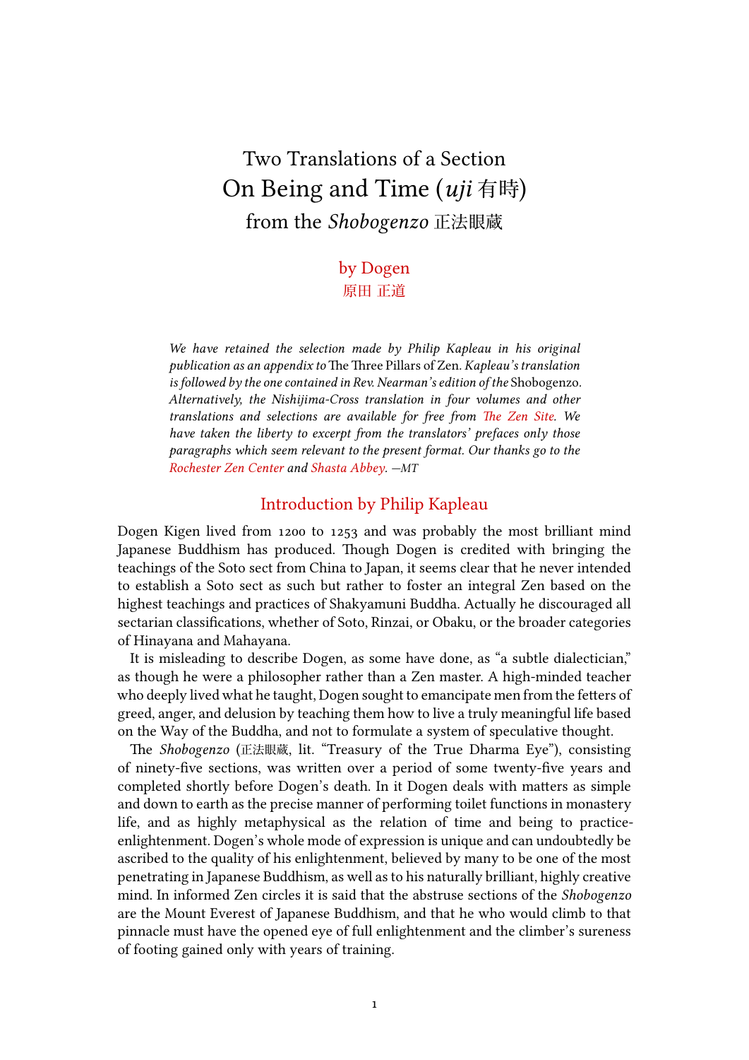# Two Translations of a Section
# On Being and Time (*uji* 有時)
# from the *Shobogenzo* 正法眼蔵

## by Dogen
## 原田 正道

*We have retained the selection made by Philip Kapleau in his original publication as an appendix to* The Three Pillars of Zen*. Kapleau's translation is followed by the one contained in Rev. Nearman's edition of the* Shobogenzo*. Alternatively, the Nishijima-Cross translation in four volumes and other translations and selections are available for free from The Zen Site. We have taken the liberty to excerpt from the translators' prefaces only those paragraphs which seem relevant to the present format. Our thanks go to the Rochester Zen Center and Shasta Abbey. —MT*

## Introduction by Philip Kapleau

Dogen Kigen lived from 1200 to 1253 and was probably the most brilliant mind Japanese Buddhism has produced. Though Dogen is credited with bringing the teachings of the Soto sect from China to Japan, it seems clear that he never intended to establish a Soto sect as such but rather to foster an integral Zen based on the highest teachings and practices of Shakyamuni Buddha. Actually he discouraged all sectarian classifications, whether of Soto, Rinzai, or Obaku, or the broader categories of Hinayana and Mahayana.

It is misleading to describe Dogen, as some have done, as "a subtle dialectician," as though he were a philosopher rather than a Zen master. A high-minded teacher who deeply lived what he taught, Dogen sought to emancipate men from the fetters of greed, anger, and delusion by teaching them how to live a truly meaningful life based on the Way of the Buddha, and not to formulate a system of speculative thought.

The *Shobogenzo* (正法眼蔵, lit. "Treasury of the True Dharma Eye"), consisting of ninety-five sections, was written over a period of some twenty-five years and completed shortly before Dogen's death. In it Dogen deals with matters as simple and down to earth as the precise manner of performing toilet functions in monastery life, and as highly metaphysical as the relation of time and being to practice-enlightenment. Dogen's whole mode of expression is unique and can undoubtedly be ascribed to the quality of his enlightenment, believed by many to be one of the most penetrating in Japanese Buddhism, as well as to his naturally brilliant, highly creative mind. In informed Zen circles it is said that the abstruse sections of the *Shobogenzo* are the Mount Everest of Japanese Buddhism, and that he who would climb to that pinnacle must have the opened eye of full enlightenment and the climber's sureness of footing gained only with years of training.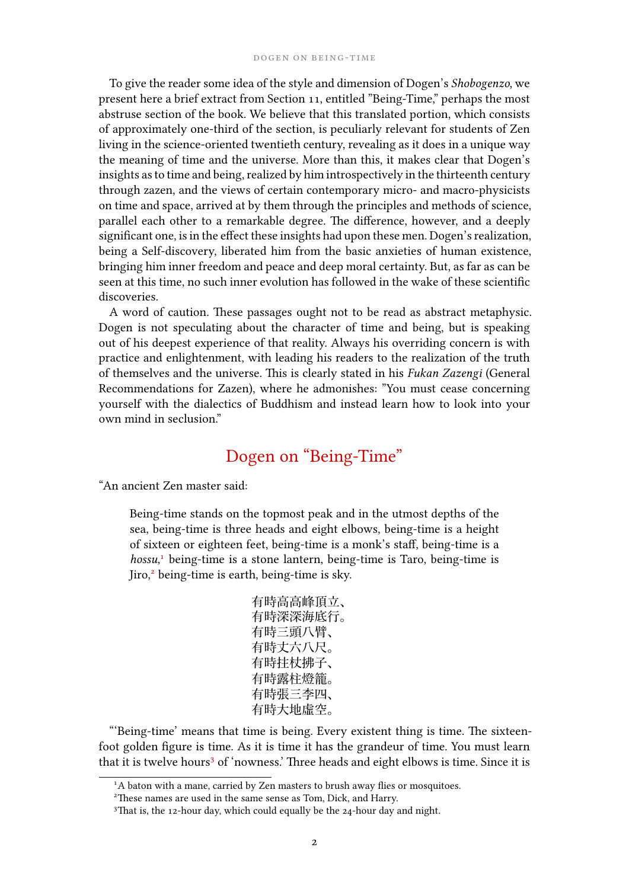To give the reader some idea of the style and dimension of Dogen's *Shobogenzo*, we present here a brief extract from Section 11, entitled "Being-Time," perhaps the most abstruse section of the book. We believe that this translated portion, which consists of approximately one-third of the section, is peculiarly relevant for students of Zen living in the science-oriented twentieth century, revealing as it does in a unique way the meaning of time and the universe. More than this, it makes clear that Dogen's insights as to time and being, realized by him introspectively in the thirteenth century through zazen, and the views of certain contemporary micro- and macro-physicists on time and space, arrived at by them through the principles and methods of science, parallel each other to a remarkable degree. The difference, however, and a deeply significant one, is in the effect these insights had upon these men. Dogen's realization, being a Self-discovery, liberated him from the basic anxieties of human existence, bringing him inner freedom and peace and deep moral certainty. But, as far as can be seen at this time, no such inner evolution has followed in the wake of these scientific discoveries.

A word of caution. These passages ought not to be read as abstract metaphysic. Dogen is not speculating about the character of time and being, but is speaking out of his deepest experience of that reality. Always his overriding concern is with practice and enlightenment, with leading his readers to the realization of the truth of themselves and the universe. This is clearly stated in his *Fukan Zazengi* (General Recommendations for Zazen), where he admonishes: "You must cease concerning yourself with the dialectics of Buddhism and instead learn how to look into your own mind in seclusion."

## Dogen on "Being-Time"

"An ancient Zen master said:

> Being-time stands on the topmost peak and in the utmost depths of the sea, being-time is three heads and eight elbows, being-time is a height of sixteen or eighteen feet, being-time is a monk's staff, being-time is a *hossu*,[1] being-time is a stone lantern, being-time is Taro, being-time is Jiro,[2] being-time is earth, being-time is sky.

> 有時高高峰頂立、
> 有時深深海底行。
> 有時三頭八臂、
> 有時丈六八尺。
> 有時拄杖拂子、
> 有時露柱燈籠。
> 有時張三李四、
> 有時大地虚空。

"'Being-time' means that time is being. Every existent thing is time. The sixteen-foot golden figure is time. As it is time it has the grandeur of time. You must learn that it is twelve hours[3] of 'nowness.' Three heads and eight elbows is time. Since it is

---

[1] A baton with a mane, carried by Zen masters to brush away flies or mosquitoes.

[2] These names are used in the same sense as Tom, Dick, and Harry.

[3] That is, the 12-hour day, which could equally be the 24-hour day and night.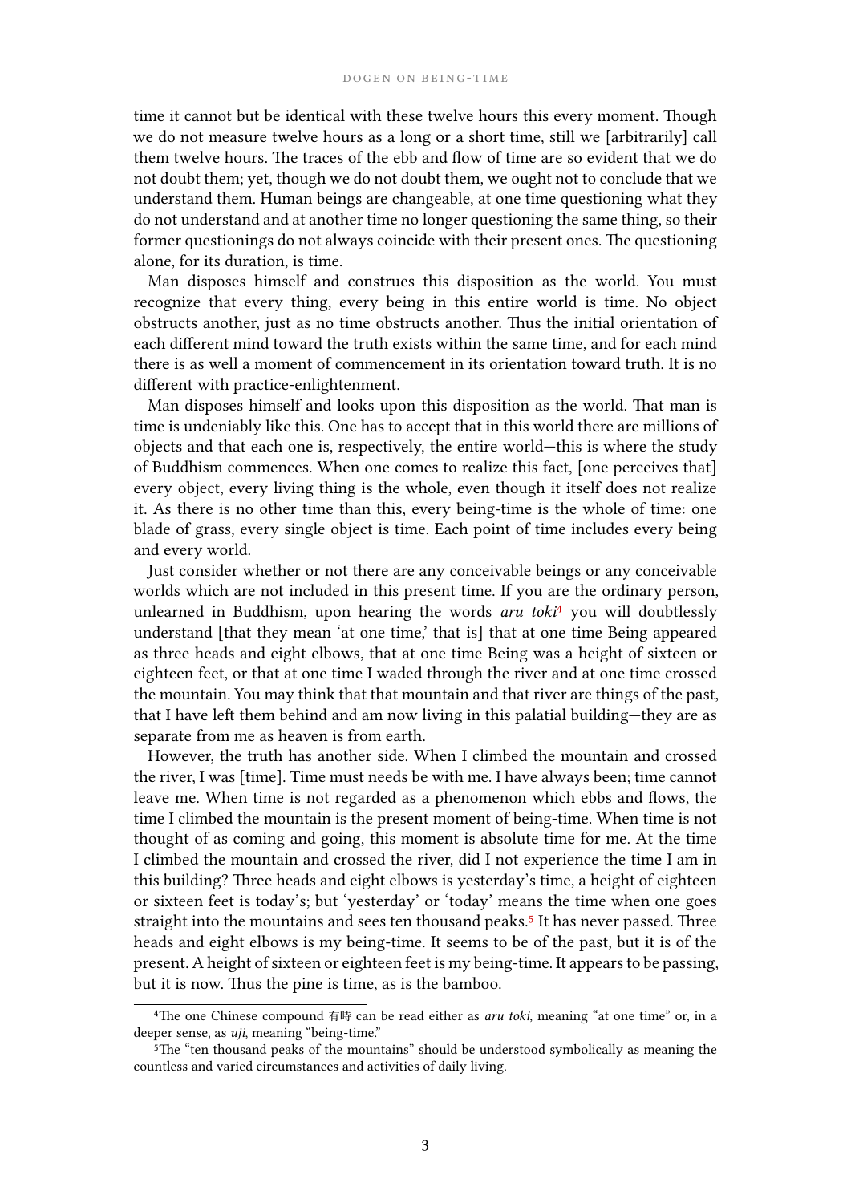time it cannot but be identical with these twelve hours this every moment. Though we do not measure twelve hours as a long or a short time, still we [arbitrarily] call them twelve hours. The traces of the ebb and flow of time are so evident that we do not doubt them; yet, though we do not doubt them, we ought not to conclude that we understand them. Human beings are changeable, at one time questioning what they do not understand and at another time no longer questioning the same thing, so their former questionings do not always coincide with their present ones. The questioning alone, for its duration, is time.

Man disposes himself and construes this disposition as the world. You must recognize that every thing, every being in this entire world is time. No object obstructs another, just as no time obstructs another. Thus the initial orientation of each different mind toward the truth exists within the same time, and for each mind there is as well a moment of commencement in its orientation toward truth. It is no different with practice-enlightenment.

Man disposes himself and looks upon this disposition as the world. That man is time is undeniably like this. One has to accept that in this world there are millions of objects and that each one is, respectively, the entire world—this is where the study of Buddhism commences. When one comes to realize this fact, [one perceives that] every object, every living thing is the whole, even though it itself does not realize it. As there is no other time than this, every being-time is the whole of time: one blade of grass, every single object is time. Each point of time includes every being and every world.

Just consider whether or not there are any conceivable beings or any conceivable worlds which are not included in this present time. If you are the ordinary person, unlearned in Buddhism, upon hearing the words *aru toki*[4] you will doubtlessly understand [that they mean 'at one time,' that is] that at one time Being appeared as three heads and eight elbows, that at one time Being was a height of sixteen or eighteen feet, or that at one time I waded through the river and at one time crossed the mountain. You may think that that mountain and that river are things of the past, that I have left them behind and am now living in this palatial building—they are as separate from me as heaven is from earth.

However, the truth has another side. When I climbed the mountain and crossed the river, I was [time]. Time must needs be with me. I have always been; time cannot leave me. When time is not regarded as a phenomenon which ebbs and flows, the time I climbed the mountain is the present moment of being-time. When time is not thought of as coming and going, this moment is absolute time for me. At the time I climbed the mountain and crossed the river, did I not experience the time I am in this building? Three heads and eight elbows is yesterday's time, a height of eighteen or sixteen feet is today's; but 'yesterday' or 'today' means the time when one goes straight into the mountains and sees ten thousand peaks.[5] It has never passed. Three heads and eight elbows is my being-time. It seems to be of the past, but it is of the present. A height of sixteen or eighteen feet is my being-time. It appears to be passing, but it is now. Thus the pine is time, as is the bamboo.

---

[4] The one Chinese compound 有時 can be read either as *aru toki*, meaning "at one time" or, in a deeper sense, as *uji*, meaning "being-time."

[5] The "ten thousand peaks of the mountains" should be understood symbolically as meaning the countless and varied circumstances and activities of daily living.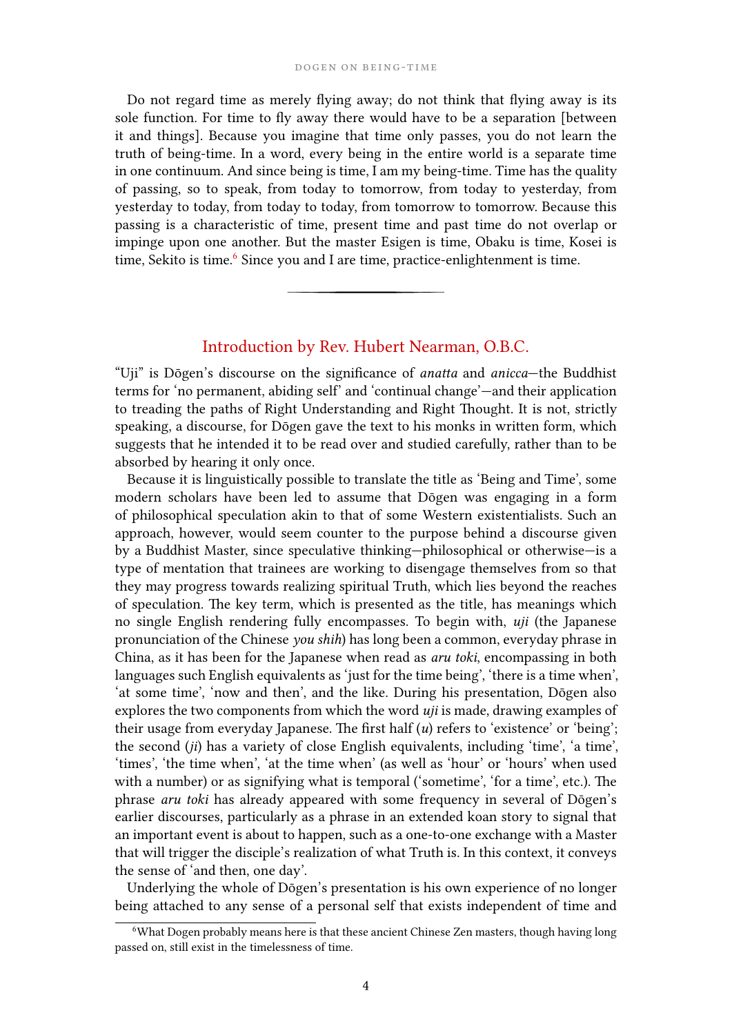Do not regard time as merely flying away; do not think that flying away is its sole function. For time to fly away there would have to be a separation [between it and things]. Because you imagine that time only passes, you do not learn the truth of being-time. In a word, every being in the entire world is a separate time in one continuum. And since being is time, I am my being-time. Time has the quality of passing, so to speak, from today to tomorrow, from today to yesterday, from yesterday to today, from today to today, from tomorrow to tomorrow. Because this passing is a characteristic of time, present time and past time do not overlap or impinge upon one another. But the master Esigen is time, Obaku is time, Kosei is time, Sekito is time.[6] Since you and I are time, practice-enlightenment is time.

---

## Introduction by Rev. Hubert Nearman, O.B.C.

"Uji" is Dōgen's discourse on the significance of *anatta* and *anicca*—the Buddhist terms for 'no permanent, abiding self' and 'continual change'—and their application to treading the paths of Right Understanding and Right Thought. It is not, strictly speaking, a discourse, for Dōgen gave the text to his monks in written form, which suggests that he intended it to be read over and studied carefully, rather than to be absorbed by hearing it only once.

Because it is linguistically possible to translate the title as 'Being and Time', some modern scholars have been led to assume that Dōgen was engaging in a form of philosophical speculation akin to that of some Western existentialists. Such an approach, however, would seem counter to the purpose behind a discourse given by a Buddhist Master, since speculative thinking—philosophical or otherwise—is a type of mentation that trainees are working to disengage themselves from so that they may progress towards realizing spiritual Truth, which lies beyond the reaches of speculation. The key term, which is presented as the title, has meanings which no single English rendering fully encompasses. To begin with, *uji* (the Japanese pronunciation of the Chinese *you shih*) has long been a common, everyday phrase in China, as it has been for the Japanese when read as *aru toki*, encompassing in both languages such English equivalents as 'just for the time being', 'there is a time when', 'at some time', 'now and then', and the like. During his presentation, Dōgen also explores the two components from which the word *uji* is made, drawing examples of their usage from everyday Japanese. The first half (*u*) refers to 'existence' or 'being'; the second (*ji*) has a variety of close English equivalents, including 'time', 'a time', 'times', 'the time when', 'at the time when' (as well as 'hour' or 'hours' when used with a number) or as signifying what is temporal ('sometime', 'for a time', etc.). The phrase *aru toki* has already appeared with some frequency in several of Dōgen's earlier discourses, particularly as a phrase in an extended koan story to signal that an important event is about to happen, such as a one-to-one exchange with a Master that will trigger the disciple's realization of what Truth is. In this context, it conveys the sense of 'and then, one day'.

Underlying the whole of Dōgen's presentation is his own experience of no longer being attached to any sense of a personal self that exists independent of time and

[6] What Dogen probably means here is that these ancient Chinese Zen masters, though having long passed on, still exist in the timelessness of time.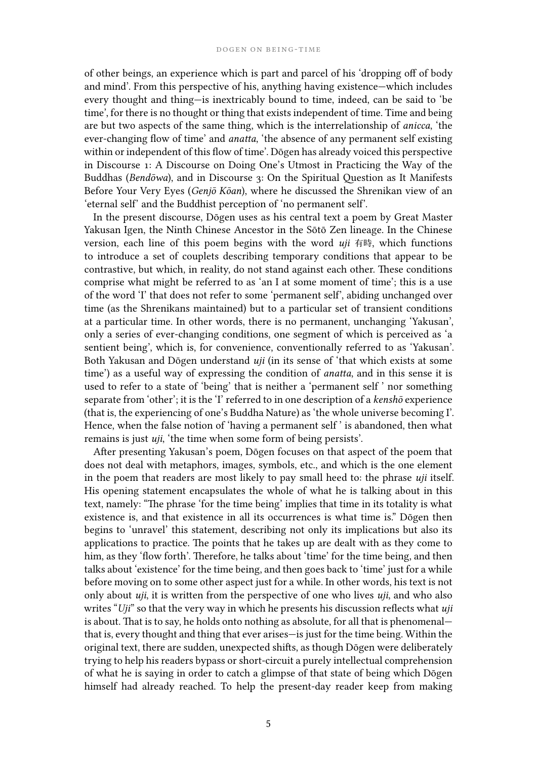of other beings, an experience which is part and parcel of his 'dropping off of body and mind'. From this perspective of his, anything having existence—which includes every thought and thing—is inextricably bound to time, indeed, can be said to 'be time', for there is no thought or thing that exists independent of time. Time and being are but two aspects of the same thing, which is the interrelationship of *anicca*, 'the ever-changing flow of time' and *anatta*, 'the absence of any permanent self existing within or independent of this flow of time'. Dōgen has already voiced this perspective in Discourse 1: A Discourse on Doing One's Utmost in Practicing the Way of the Buddhas (*Bendōwa*), and in Discourse 3: On the Spiritual Question as It Manifests Before Your Very Eyes (*Genjō Kōan*), where he discussed the Shrenikan view of an 'eternal self' and the Buddhist perception of 'no permanent self'.

In the present discourse, Dōgen uses as his central text a poem by Great Master Yakusan Igen, the Ninth Chinese Ancestor in the Sōtō Zen lineage. In the Chinese version, each line of this poem begins with the word *uji* 有時, which functions to introduce a set of couplets describing temporary conditions that appear to be contrastive, but which, in reality, do not stand against each other. These conditions comprise what might be referred to as 'an I at some moment of time'; this is a use of the word 'I' that does not refer to some 'permanent self', abiding unchanged over time (as the Shrenikans maintained) but to a particular set of transient conditions at a particular time. In other words, there is no permanent, unchanging 'Yakusan', only a series of ever-changing conditions, one segment of which is perceived as 'a sentient being', which is, for convenience, conventionally referred to as 'Yakusan'. Both Yakusan and Dōgen understand *uji* (in its sense of 'that which exists at some time') as a useful way of expressing the condition of *anatta*, and in this sense it is used to refer to a state of 'being' that is neither a 'permanent self ' nor something separate from 'other'; it is the 'I' referred to in one description of a *kenshō* experience (that is, the experiencing of one's Buddha Nature) as 'the whole universe becoming I'. Hence, when the false notion of 'having a permanent self ' is abandoned, then what remains is just *uji*, 'the time when some form of being persists'.

After presenting Yakusan's poem, Dōgen focuses on that aspect of the poem that does not deal with metaphors, images, symbols, etc., and which is the one element in the poem that readers are most likely to pay small heed to: the phrase *uji* itself. His opening statement encapsulates the whole of what he is talking about in this text, namely: "The phrase 'for the time being' implies that time in its totality is what existence is, and that existence in all its occurrences is what time is." Dōgen then begins to 'unravel' this statement, describing not only its implications but also its applications to practice. The points that he takes up are dealt with as they come to him, as they 'flow forth'. Therefore, he talks about 'time' for the time being, and then talks about 'existence' for the time being, and then goes back to 'time' just for a while before moving on to some other aspect just for a while. In other words, his text is not only about *uji*, it is written from the perspective of one who lives *uji*, and who also writes "*Uji*" so that the very way in which he presents his discussion reflects what *uji* is about. That is to say, he holds onto nothing as absolute, for all that is phenomenal—that is, every thought and thing that ever arises—is just for the time being. Within the original text, there are sudden, unexpected shifts, as though Dōgen were deliberately trying to help his readers bypass or short-circuit a purely intellectual comprehension of what he is saying in order to catch a glimpse of that state of being which Dōgen himself had already reached. To help the present-day reader keep from making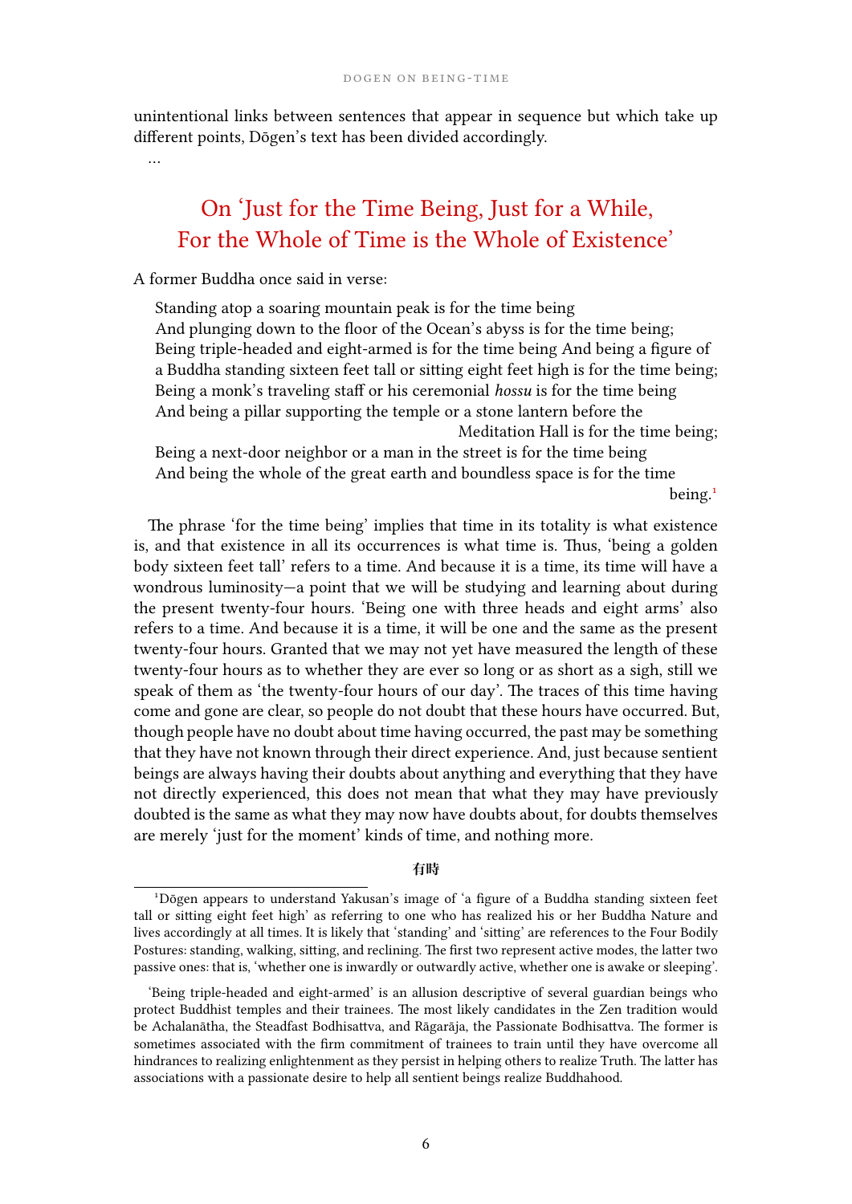unintentional links between sentences that appear in sequence but which take up different points, Dōgen's text has been divided accordingly.

…

## On 'Just for the Time Being, Just for a While, For the Whole of Time is the Whole of Existence'

A former Buddha once said in verse:

> Standing atop a soaring mountain peak is for the time being
> And plunging down to the floor of the Ocean's abyss is for the time being;
> Being triple-headed and eight-armed is for the time being And being a figure of a Buddha standing sixteen feet tall or sitting eight feet high is for the time being;
> Being a monk's traveling staff or his ceremonial *hossu* is for the time being
> And being a pillar supporting the temple or a stone lantern before the Meditation Hall is for the time being;
> Being a next-door neighbor or a man in the street is for the time being
> And being the whole of the great earth and boundless space is for the time being.[1]

The phrase 'for the time being' implies that time in its totality is what existence is, and that existence in all its occurrences is what time is. Thus, 'being a golden body sixteen feet tall' refers to a time. And because it is a time, its time will have a wondrous luminosity—a point that we will be studying and learning about during the present twenty-four hours. 'Being one with three heads and eight arms' also refers to a time. And because it is a time, it will be one and the same as the present twenty-four hours. Granted that we may not yet have measured the length of these twenty-four hours as to whether they are ever so long or as short as a sigh, still we speak of them as 'the twenty-four hours of our day'. The traces of this time having come and gone are clear, so people do not doubt that these hours have occurred. But, though people have no doubt about time having occurred, the past may be something that they have not known through their direct experience. And, just because sentient beings are always having their doubts about anything and everything that they have not directly experienced, this does not mean that what they may have previously doubted is the same as what they may now have doubts about, for doubts themselves are merely 'just for the moment' kinds of time, and nothing more.

有時

---

[1] Dōgen appears to understand Yakusan's image of 'a figure of a Buddha standing sixteen feet tall or sitting eight feet high' as referring to one who has realized his or her Buddha Nature and lives accordingly at all times. It is likely that 'standing' and 'sitting' are references to the Four Bodily Postures: standing, walking, sitting, and reclining. The first two represent active modes, the latter two passive ones: that is, 'whether one is inwardly or outwardly active, whether one is awake or sleeping'.

'Being triple-headed and eight-armed' is an allusion descriptive of several guardian beings who protect Buddhist temples and their trainees. The most likely candidates in the Zen tradition would be Achalanātha, the Steadfast Bodhisattva, and Rāgarāja, the Passionate Bodhisattva. The former is sometimes associated with the firm commitment of trainees to train until they have overcome all hindrances to realizing enlightenment as they persist in helping others to realize Truth. The latter has associations with a passionate desire to help all sentient beings realize Buddhahood.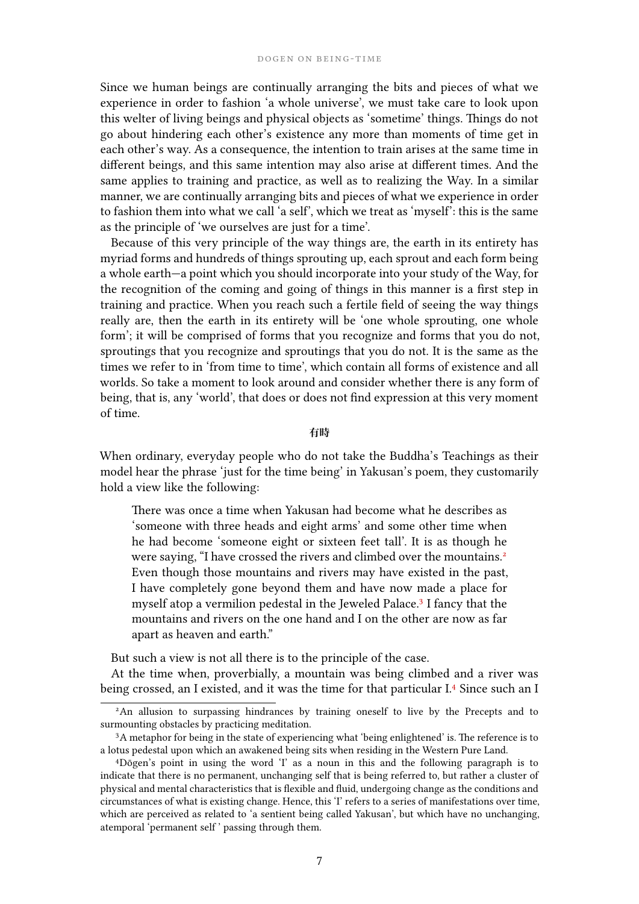Since we human beings are continually arranging the bits and pieces of what we experience in order to fashion 'a whole universe', we must take care to look upon this welter of living beings and physical objects as 'sometime' things. Things do not go about hindering each other's existence any more than moments of time get in each other's way. As a consequence, the intention to train arises at the same time in different beings, and this same intention may also arise at different times. And the same applies to training and practice, as well as to realizing the Way. In a similar manner, we are continually arranging bits and pieces of what we experience in order to fashion them into what we call 'a self', which we treat as 'myself': this is the same as the principle of 'we ourselves are just for a time'.

Because of this very principle of the way things are, the earth in its entirety has myriad forms and hundreds of things sprouting up, each sprout and each form being a whole earth—a point which you should incorporate into your study of the Way, for the recognition of the coming and going of things in this manner is a first step in training and practice. When you reach such a fertile field of seeing the way things really are, then the earth in its entirety will be 'one whole sprouting, one whole form'; it will be comprised of forms that you recognize and forms that you do not, sproutings that you recognize and sproutings that you do not. It is the same as the times we refer to in 'from time to time', which contain all forms of existence and all worlds. So take a moment to look around and consider whether there is any form of being, that is, any 'world', that does or does not find expression at this very moment of time.

**有時**

When ordinary, everyday people who do not take the Buddha's Teachings as their model hear the phrase 'just for the time being' in Yakusan's poem, they customarily hold a view like the following:

> There was once a time when Yakusan had become what he describes as 'someone with three heads and eight arms' and some other time when he had become 'someone eight or sixteen feet tall'. It is as though he were saying, "I have crossed the rivers and climbed over the mountains.[2] Even though those mountains and rivers may have existed in the past, I have completely gone beyond them and have now made a place for myself atop a vermilion pedestal in the Jeweled Palace.[3] I fancy that the mountains and rivers on the one hand and I on the other are now as far apart as heaven and earth."

But such a view is not all there is to the principle of the case.

At the time when, proverbially, a mountain was being climbed and a river was being crossed, an I existed, and it was the time for that particular I.[4] Since such an I

[2] An allusion to surpassing hindrances by training oneself to live by the Precepts and to surmounting obstacles by practicing meditation.

[3] A metaphor for being in the state of experiencing what 'being enlightened' is. The reference is to a lotus pedestal upon which an awakened being sits when residing in the Western Pure Land.

[4] Dōgen's point in using the word 'I' as a noun in this and the following paragraph is to indicate that there is no permanent, unchanging self that is being referred to, but rather a cluster of physical and mental characteristics that is flexible and fluid, undergoing change as the conditions and circumstances of what is existing change. Hence, this 'I' refers to a series of manifestations over time, which are perceived as related to 'a sentient being called Yakusan', but which have no unchanging, atemporal 'permanent self' passing through them.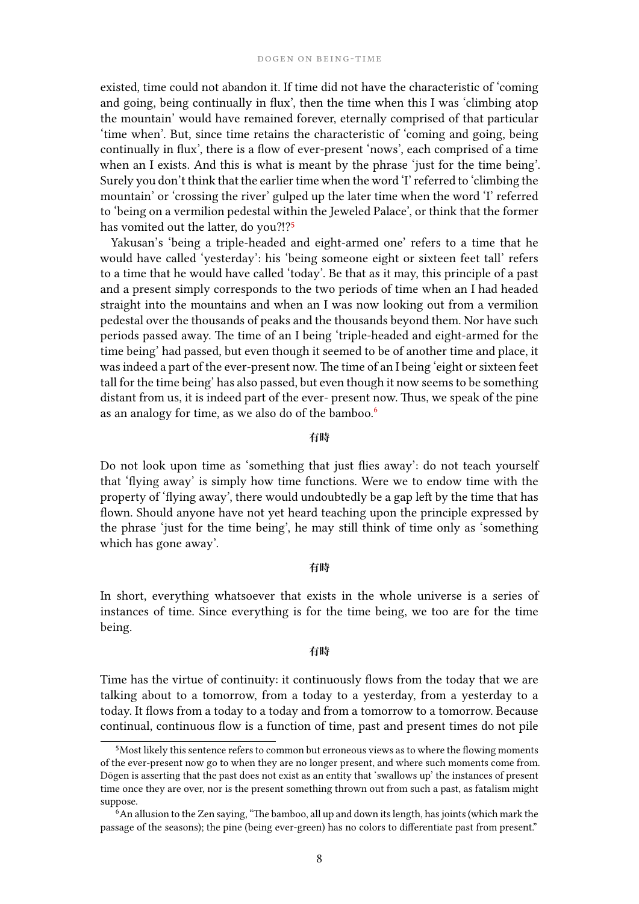existed, time could not abandon it. If time did not have the characteristic of 'coming and going, being continually in flux', then the time when this I was 'climbing atop the mountain' would have remained forever, eternally comprised of that particular 'time when'. But, since time retains the characteristic of 'coming and going, being continually in flux', there is a flow of ever-present 'nows', each comprised of a time when an I exists. And this is what is meant by the phrase 'just for the time being'. Surely you don't think that the earlier time when the word 'I' referred to 'climbing the mountain' or 'crossing the river' gulped up the later time when the word 'I' referred to 'being on a vermilion pedestal within the Jeweled Palace', or think that the former has vomited out the latter, do you?!?[5]

Yakusan's 'being a triple-headed and eight-armed one' refers to a time that he would have called 'yesterday': his 'being someone eight or sixteen feet tall' refers to a time that he would have called 'today'. Be that as it may, this principle of a past and a present simply corresponds to the two periods of time when an I had headed straight into the mountains and when an I was now looking out from a vermilion pedestal over the thousands of peaks and the thousands beyond them. Nor have such periods passed away. The time of an I being 'triple-headed and eight-armed for the time being' had passed, but even though it seemed to be of another time and place, it was indeed a part of the ever-present now. The time of an I being 'eight or sixteen feet tall for the time being' has also passed, but even though it now seems to be something distant from us, it is indeed part of the ever- present now. Thus, we speak of the pine as an analogy for time, as we also do of the bamboo.[6]

**有時**

Do not look upon time as 'something that just flies away': do not teach yourself that 'flying away' is simply how time functions. Were we to endow time with the property of 'flying away', there would undoubtedly be a gap left by the time that has flown. Should anyone have not yet heard teaching upon the principle expressed by the phrase 'just for the time being', he may still think of time only as 'something which has gone away'.

**有時**

In short, everything whatsoever that exists in the whole universe is a series of instances of time. Since everything is for the time being, we too are for the time being.

**有時**

Time has the virtue of continuity: it continuously flows from the today that we are talking about to a tomorrow, from a today to a yesterday, from a yesterday to a today. It flows from a today to a today and from a tomorrow to a tomorrow. Because continual, continuous flow is a function of time, past and present times do not pile

---

[5] Most likely this sentence refers to common but erroneous views as to where the flowing moments of the ever-present now go to when they are no longer present, and where such moments come from. Dōgen is asserting that the past does not exist as an entity that 'swallows up' the instances of present time once they are over, nor is the present something thrown out from such a past, as fatalism might suppose.

[6] An allusion to the Zen saying, "The bamboo, all up and down its length, has joints (which mark the passage of the seasons); the pine (being ever-green) has no colors to differentiate past from present."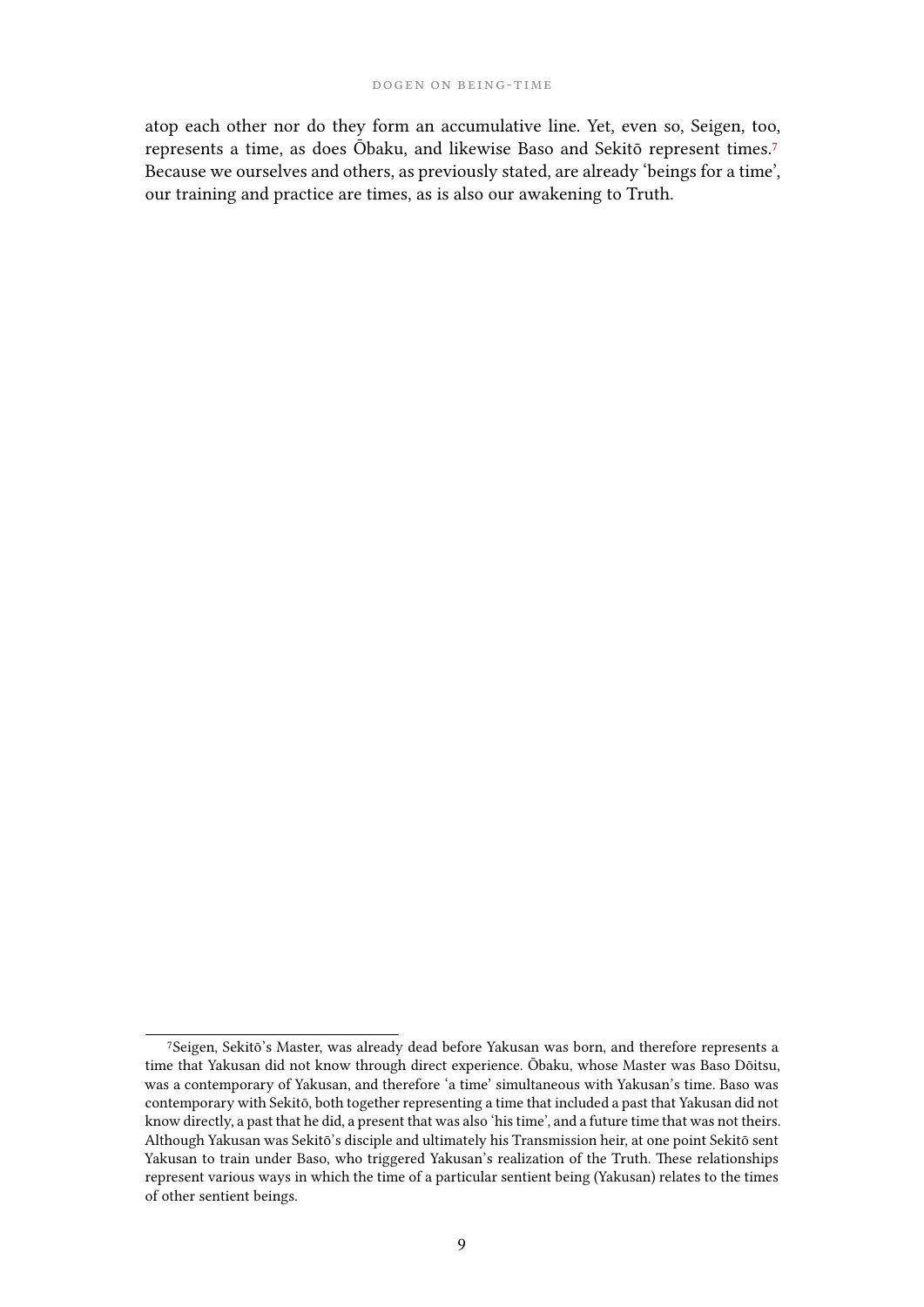atop each other nor do they form an accumulative line. Yet, even so, Seigen, too, represents a time, as does Ōbaku, and likewise Baso and Sekitō represent times.[7] Because we ourselves and others, as previously stated, are already 'beings for a time', our training and practice are times, as is also our awakening to Truth.

---

[7]Seigen, Sekitō's Master, was already dead before Yakusan was born, and therefore represents a time that Yakusan did not know through direct experience. Ōbaku, whose Master was Baso Dōitsu, was a contemporary of Yakusan, and therefore 'a time' simultaneous with Yakusan's time. Baso was contemporary with Sekitō, both together representing a time that included a past that Yakusan did not know directly, a past that he did, a present that was also 'his time', and a future time that was not theirs. Although Yakusan was Sekitō's disciple and ultimately his Transmission heir, at one point Sekitō sent Yakusan to train under Baso, who triggered Yakusan's realization of the Truth. These relationships represent various ways in which the time of a particular sentient being (Yakusan) relates to the times of other sentient beings.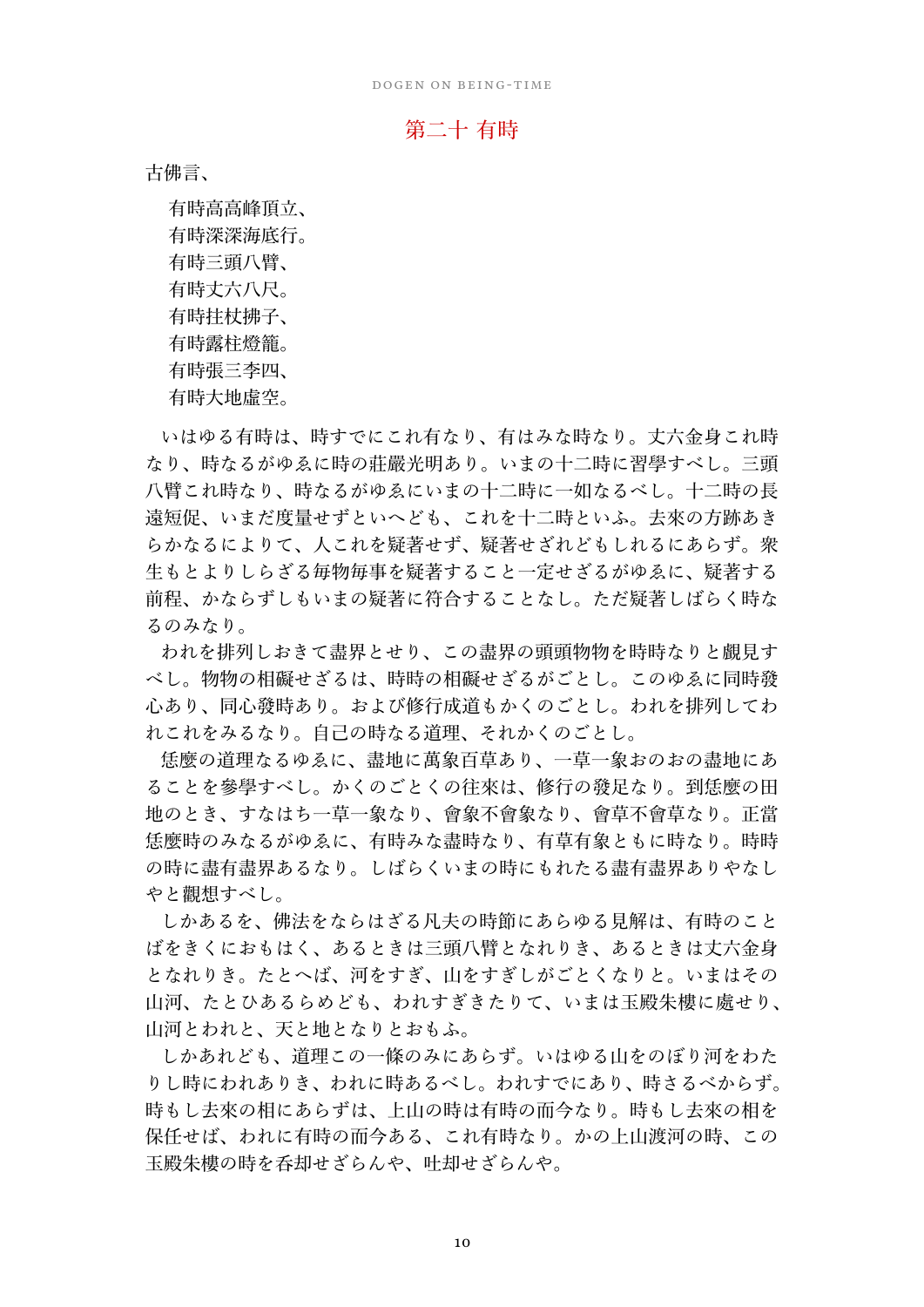## 第二十 有時

古佛言、

> 有時高高峰頂立、
> 有時深深海底行。
> 有時三頭八臂、
> 有時丈六八尺。
> 有時拄杖拂子、
> 有時露柱燈籠。
> 有時張三李四、
> 有時大地虛空。

いはゆる有時は、時すでにこれ有なり、有はみな時なり。丈六金身これ時なり、時なるがゆゑに時の莊嚴光明あり。いまの十二時に習學すべし。三頭八臂これ時なり、時なるがゆゑにいまの十二時に一如なるべし。十二時の長遠短促、いまだ度量せずといへども、これを十二時といふ。去來の方跡あきらかなるによりて、人これを疑著せず、疑著せざれどもしれるにあらず。衆生もとよりしらざる毎物毎事を疑著すること一定せざるがゆゑに、疑著する前程、かならずしもいまの疑著に符合することなし。ただ疑著しばらく時なるのみなり。

われを排列しおきて盡界とせり、この盡界の頭頭物物を時時なりと覷見すべし。物物の相礙せざるは、時時の相礙せざるがごとし。このゆゑに同時發心あり、同心發時あり。および修行成道もかくのごとし。われを排列してわれこれをみるなり。自己の時なる道理、それかくのごとし。

恁麼の道理なるゆゑに、盡地に萬象百草あり、一草一象おのおの盡地にあることを參學すべし。かくのごとくの往來は、修行の發足なり。到恁麼の田地のとき、すなはち一草一象なり、會象不會象なり、會草不會草なり。正當恁麼時のみなるがゆゑに、有時みな盡時なり、有草有象ともに時なり。時時の時に盡有盡界あるなり。しばらくいまの時にもれたる盡有盡界ありやなしやと觀想すべし。

しかあるを、佛法をならはざる凡夫の時節にあらゆる見解は、有時のことばをきくにおもはく、あるときは三頭八臂となれりき、あるときは丈六金身となれりき。たとへば、河をすぎ、山をすぎしがごとくなりと。いまはその山河、たとひあるらめども、われすぎきたりて、いまは玉殿朱樓に處せり、山河とわれと、天と地となりとおもふ。

しかあれども、道理この一條のみにあらず。いはゆる山をのぼり河をわたりし時にわれありき、われに時あるべし。われすでにあり、時さるべからず。時もし去來の相にあらずは、上山の時は有時の而今なり。時もし去來の相を保任せば、われに有時の而今ある、これ有時なり。かの上山渡河の時、この玉殿朱樓の時を呑却せざらんや、吐却せざらんや。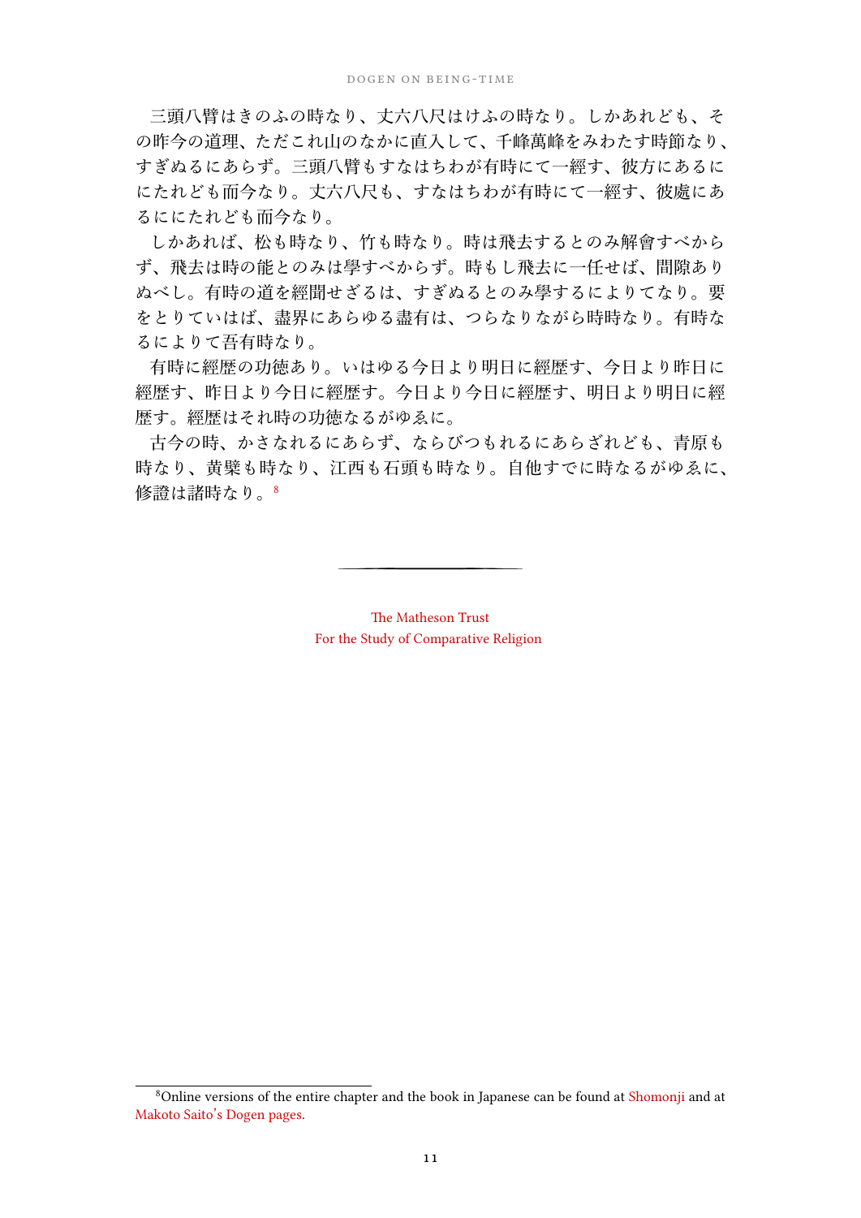三頭八臂はきのふの時なり、丈六八尺はけふの時なり。しかあれども、その昨今の道理、ただこれ山のなかに直入して、千峰萬峰をみわたす時節なり、すぎぬるにあらず。三頭八臂もすなはちわが有時にて一經す、彼方にあるににたれども而今なり。丈六八尺も、すなはちわが有時にて一經す、彼處にあるににたれども而今なり。

しかあれば、松も時なり、竹も時なり。時は飛去するとのみ解會すべからず、飛去は時の能とのみは學すべからず。時もし飛去に一任せば、間隙ありぬべし。有時の道を經聞せざるは、すぎぬるとのみ學するによりてなり。要をとりていはば、盡界にあらゆる盡有は、つらなりながら時時なり。有時なるによりて吾有時なり。

有時に經歷の功徳あり。いはゆる今日より明日に經歷す、今日より昨日に經歷す、昨日より今日に經歷す。今日より今日に經歷す、明日より明日に經歷す。經歷はそれ時の功徳なるがゆゑに。

古今の時、かさなれるにあらず、ならびつもれるにあらざれども、青原も時なり、黄檗も時なり、江西も石頭も時なり。自他すでに時なるがゆゑに、修證は諸時なり。[8]

The Matheson Trust
For the Study of Comparative Religion

[8] Online versions of the entire chapter and the book in Japanese can be found at Shomonji and at Makoto Saito's Dogen pages.